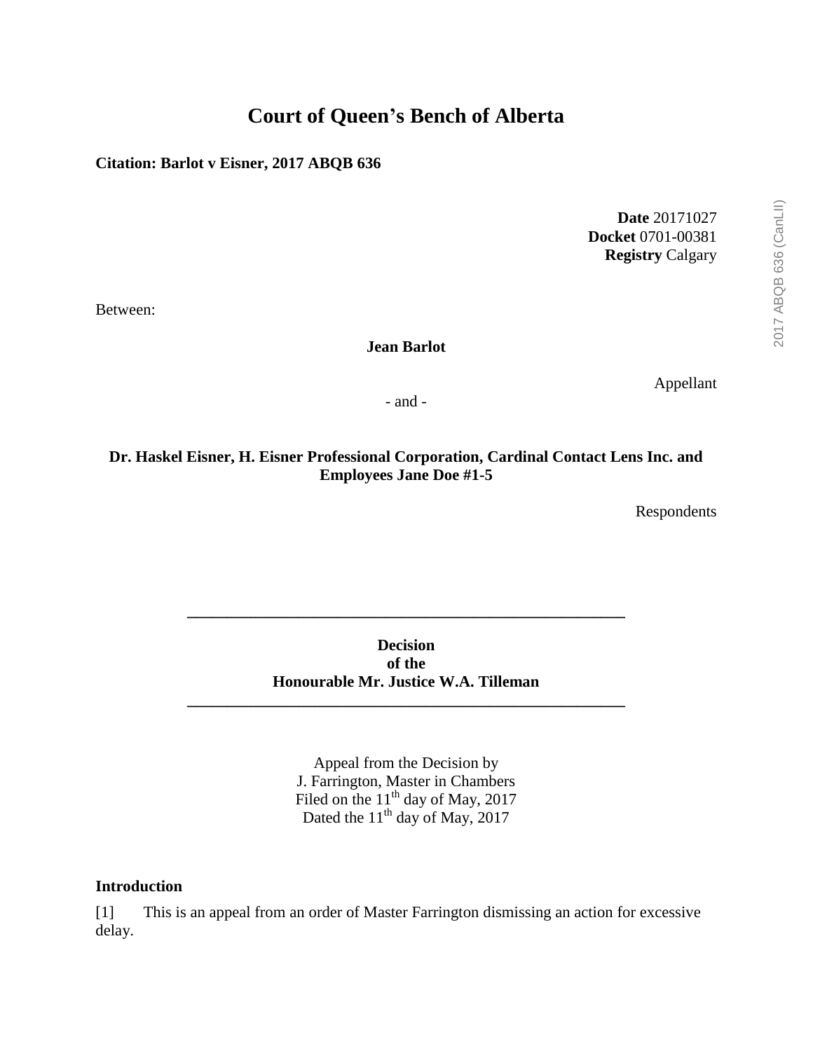# Court of Queen's Bench of Alberta

**Citation: Barlot v Eisner, 2017 ABQB 636**

**Date** 20171027
**Docket** 0701-00381
**Registry** Calgary

Between:

**Jean Barlot**

Appellant

- and -

**Dr. Haskel Eisner, H. Eisner Professional Corporation, Cardinal Contact Lens Inc. and Employees Jane Doe #1-5**

Respondents

---

**Decision**
**of the**
**Honourable Mr. Justice W.A. Tilleman**

---

Appeal from the Decision by
J. Farrington, Master in Chambers
Filed on the 11th day of May, 2017
Dated the 11th day of May, 2017

### Introduction

[1] This is an appeal from an order of Master Farrington dismissing an action for excessive delay.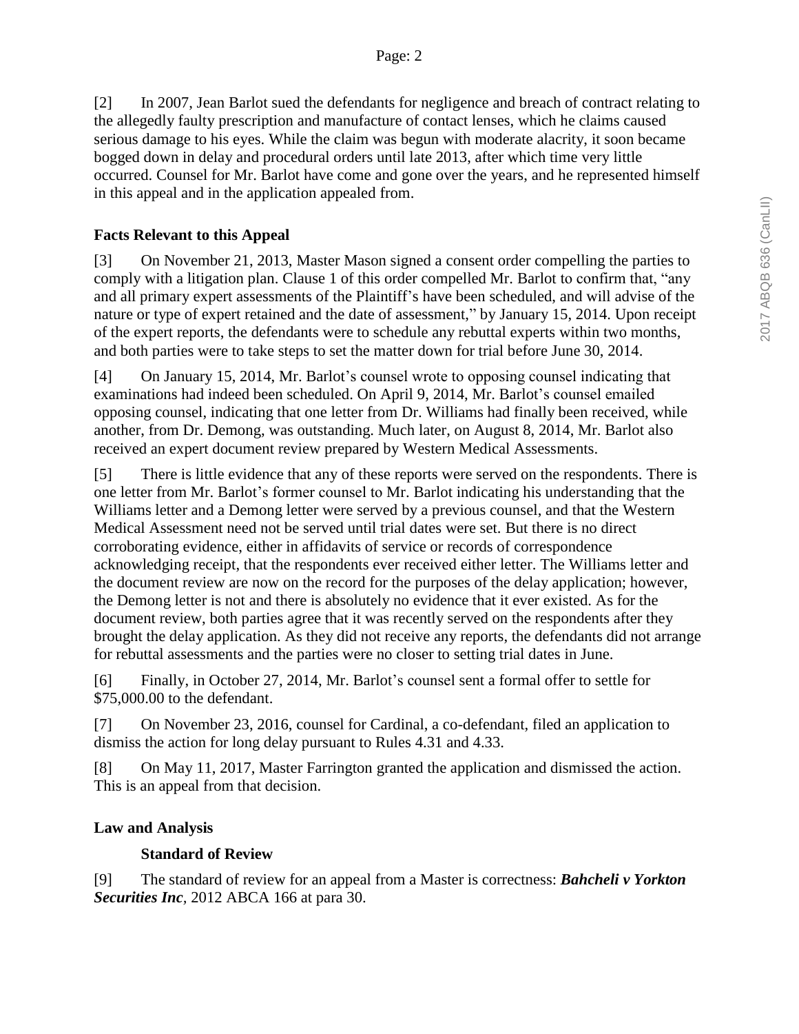[2] In 2007, Jean Barlot sued the defendants for negligence and breach of contract relating to the allegedly faulty prescription and manufacture of contact lenses, which he claims caused serious damage to his eyes. While the claim was begun with moderate alacrity, it soon became bogged down in delay and procedural orders until late 2013, after which time very little occurred. Counsel for Mr. Barlot have come and gone over the years, and he represented himself in this appeal and in the application appealed from.

## Facts Relevant to this Appeal

[3] On November 21, 2013, Master Mason signed a consent order compelling the parties to comply with a litigation plan. Clause 1 of this order compelled Mr. Barlot to confirm that, "any and all primary expert assessments of the Plaintiff's have been scheduled, and will advise of the nature or type of expert retained and the date of assessment," by January 15, 2014. Upon receipt of the expert reports, the defendants were to schedule any rebuttal experts within two months, and both parties were to take steps to set the matter down for trial before June 30, 2014.

[4] On January 15, 2014, Mr. Barlot's counsel wrote to opposing counsel indicating that examinations had indeed been scheduled. On April 9, 2014, Mr. Barlot's counsel emailed opposing counsel, indicating that one letter from Dr. Williams had finally been received, while another, from Dr. Demong, was outstanding. Much later, on August 8, 2014, Mr. Barlot also received an expert document review prepared by Western Medical Assessments.

[5] There is little evidence that any of these reports were served on the respondents. There is one letter from Mr. Barlot's former counsel to Mr. Barlot indicating his understanding that the Williams letter and a Demong letter were served by a previous counsel, and that the Western Medical Assessment need not be served until trial dates were set. But there is no direct corroborating evidence, either in affidavits of service or records of correspondence acknowledging receipt, that the respondents ever received either letter. The Williams letter and the document review are now on the record for the purposes of the delay application; however, the Demong letter is not and there is absolutely no evidence that it ever existed. As for the document review, both parties agree that it was recently served on the respondents after they brought the delay application. As they did not receive any reports, the defendants did not arrange for rebuttal assessments and the parties were no closer to setting trial dates in June.

[6] Finally, in October 27, 2014, Mr. Barlot's counsel sent a formal offer to settle for $75,000.00 to the defendant.

[7] On November 23, 2016, counsel for Cardinal, a co-defendant, filed an application to dismiss the action for long delay pursuant to Rules 4.31 and 4.33.

[8] On May 11, 2017, Master Farrington granted the application and dismissed the action. This is an appeal from that decision.

## Law and Analysis

### Standard of Review

[9] The standard of review for an appeal from a Master is correctness: ***Bahcheli v Yorkton Securities Inc***, 2012 ABCA 166 at para 30.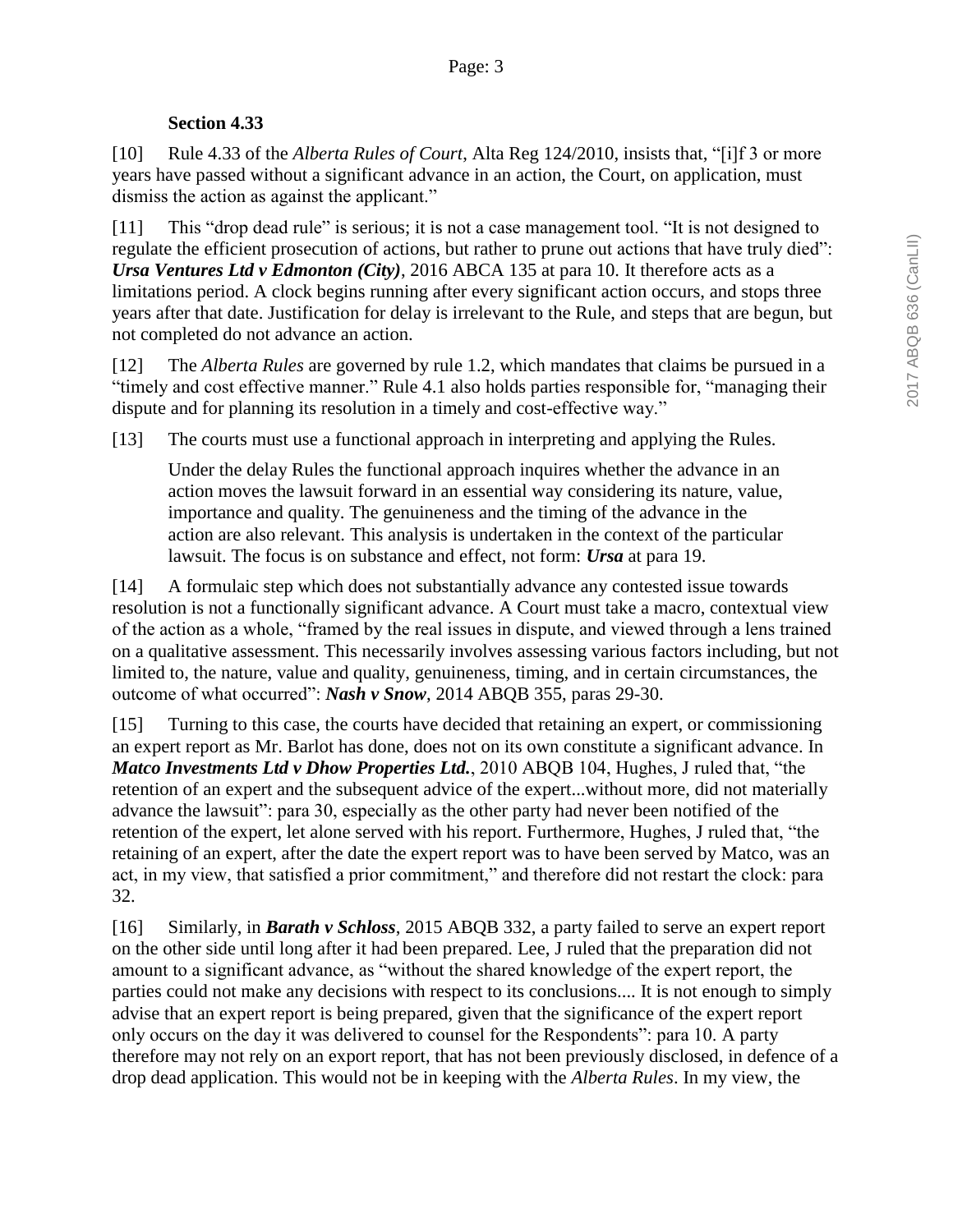**Section 4.33**

[10] Rule 4.33 of the *Alberta Rules of Court*, Alta Reg 124/2010, insists that, "[i]f 3 or more years have passed without a significant advance in an action, the Court, on application, must dismiss the action as against the applicant."

[11] This "drop dead rule" is serious; it is not a case management tool. "It is not designed to regulate the efficient prosecution of actions, but rather to prune out actions that have truly died": ***Ursa Ventures Ltd v Edmonton (City)***, 2016 ABCA 135 at para 10. It therefore acts as a limitations period. A clock begins running after every significant action occurs, and stops three years after that date. Justification for delay is irrelevant to the Rule, and steps that are begun, but not completed do not advance an action.

[12] The *Alberta Rules* are governed by rule 1.2, which mandates that claims be pursued in a "timely and cost effective manner." Rule 4.1 also holds parties responsible for, "managing their dispute and for planning its resolution in a timely and cost-effective way."

[13] The courts must use a functional approach in interpreting and applying the Rules.

> Under the delay Rules the functional approach inquires whether the advance in an action moves the lawsuit forward in an essential way considering its nature, value, importance and quality. The genuineness and the timing of the advance in the action are also relevant. This analysis is undertaken in the context of the particular lawsuit. The focus is on substance and effect, not form: ***Ursa*** at para 19.

[14] A formulaic step which does not substantially advance any contested issue towards resolution is not a functionally significant advance. A Court must take a macro, contextual view of the action as a whole, "framed by the real issues in dispute, and viewed through a lens trained on a qualitative assessment. This necessarily involves assessing various factors including, but not limited to, the nature, value and quality, genuineness, timing, and in certain circumstances, the outcome of what occurred": ***Nash v Snow***, 2014 ABQB 355, paras 29-30.

[15] Turning to this case, the courts have decided that retaining an expert, or commissioning an expert report as Mr. Barlot has done, does not on its own constitute a significant advance. In ***Matco Investments Ltd v Dhow Properties Ltd.***, 2010 ABQB 104, Hughes, J ruled that, "the retention of an expert and the subsequent advice of the expert...without more, did not materially advance the lawsuit": para 30, especially as the other party had never been notified of the retention of the expert, let alone served with his report. Furthermore, Hughes, J ruled that, "the retaining of an expert, after the date the expert report was to have been served by Matco, was an act, in my view, that satisfied a prior commitment," and therefore did not restart the clock: para 32.

[16] Similarly, in ***Barath v Schloss***, 2015 ABQB 332, a party failed to serve an expert report on the other side until long after it had been prepared. Lee, J ruled that the preparation did not amount to a significant advance, as "without the shared knowledge of the expert report, the parties could not make any decisions with respect to its conclusions.... It is not enough to simply advise that an expert report is being prepared, given that the significance of the expert report only occurs on the day it was delivered to counsel for the Respondents": para 10. A party therefore may not rely on an export report, that has not been previously disclosed, in defence of a drop dead application. This would not be in keeping with the *Alberta Rules*. In my view, the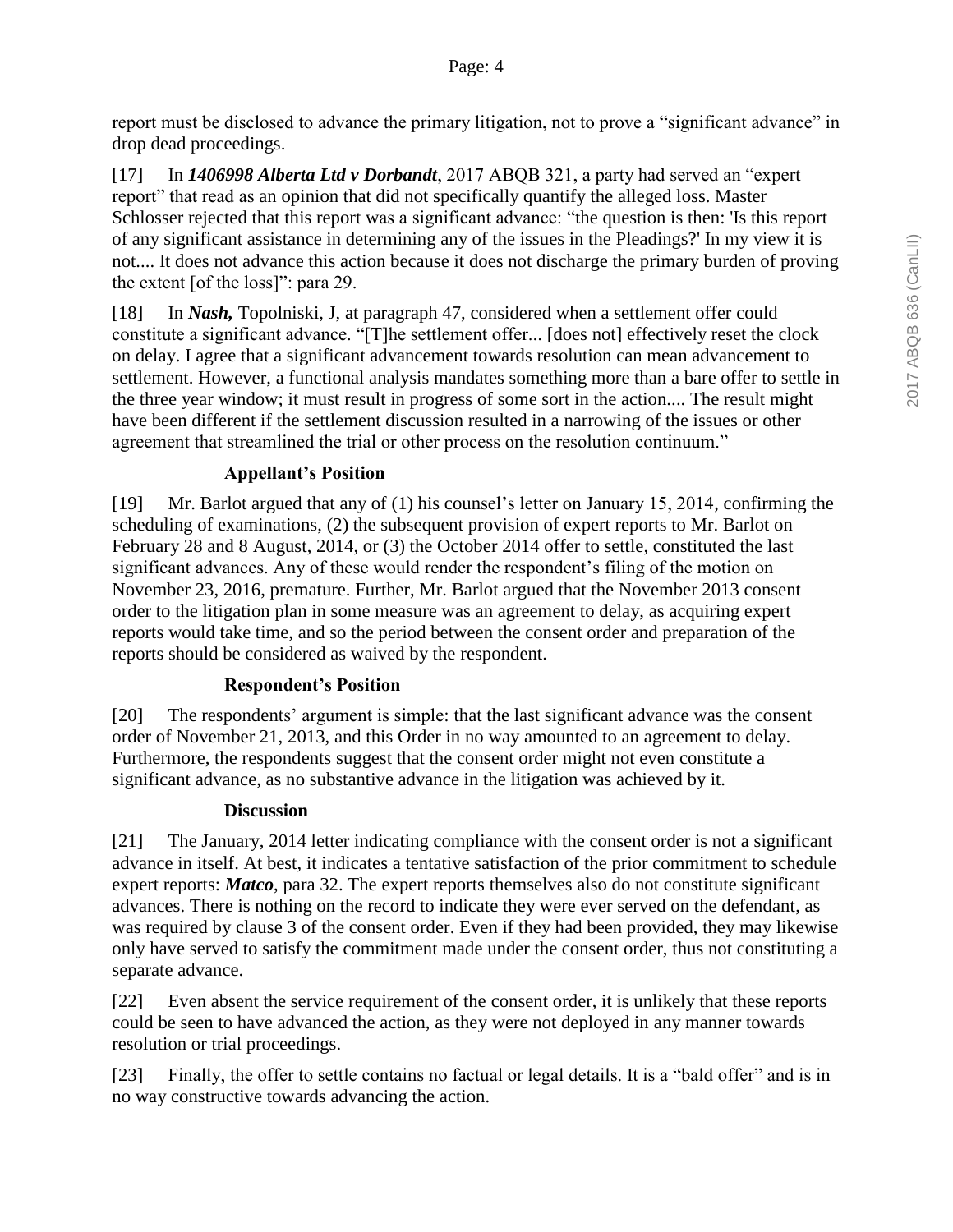report must be disclosed to advance the primary litigation, not to prove a "significant advance" in drop dead proceedings.

[17] In ***1406998 Alberta Ltd v Dorbandt***, 2017 ABQB 321, a party had served an "expert report" that read as an opinion that did not specifically quantify the alleged loss. Master Schlosser rejected that this report was a significant advance: "the question is then: 'Is this report of any significant assistance in determining any of the issues in the Pleadings?' In my view it is not.... It does not advance this action because it does not discharge the primary burden of proving the extent [of the loss]": para 29.

[18] In ***Nash,*** Topolniski, J, at paragraph 47, considered when a settlement offer could constitute a significant advance. "[T]he settlement offer... [does not] effectively reset the clock on delay. I agree that a significant advancement towards resolution can mean advancement to settlement. However, a functional analysis mandates something more than a bare offer to settle in the three year window; it must result in progress of some sort in the action.... The result might have been different if the settlement discussion resulted in a narrowing of the issues or other agreement that streamlined the trial or other process on the resolution continuum."

### Appellant's Position

[19] Mr. Barlot argued that any of (1) his counsel's letter on January 15, 2014, confirming the scheduling of examinations, (2) the subsequent provision of expert reports to Mr. Barlot on February 28 and 8 August, 2014, or (3) the October 2014 offer to settle, constituted the last significant advances. Any of these would render the respondent's filing of the motion on November 23, 2016, premature. Further, Mr. Barlot argued that the November 2013 consent order to the litigation plan in some measure was an agreement to delay, as acquiring expert reports would take time, and so the period between the consent order and preparation of the reports should be considered as waived by the respondent.

### Respondent's Position

[20] The respondents' argument is simple: that the last significant advance was the consent order of November 21, 2013, and this Order in no way amounted to an agreement to delay. Furthermore, the respondents suggest that the consent order might not even constitute a significant advance, as no substantive advance in the litigation was achieved by it.

### Discussion

[21] The January, 2014 letter indicating compliance with the consent order is not a significant advance in itself. At best, it indicates a tentative satisfaction of the prior commitment to schedule expert reports: ***Matco***, para 32. The expert reports themselves also do not constitute significant advances. There is nothing on the record to indicate they were ever served on the defendant, as was required by clause 3 of the consent order. Even if they had been provided, they may likewise only have served to satisfy the commitment made under the consent order, thus not constituting a separate advance.

[22] Even absent the service requirement of the consent order, it is unlikely that these reports could be seen to have advanced the action, as they were not deployed in any manner towards resolution or trial proceedings.

[23] Finally, the offer to settle contains no factual or legal details. It is a "bald offer" and is in no way constructive towards advancing the action.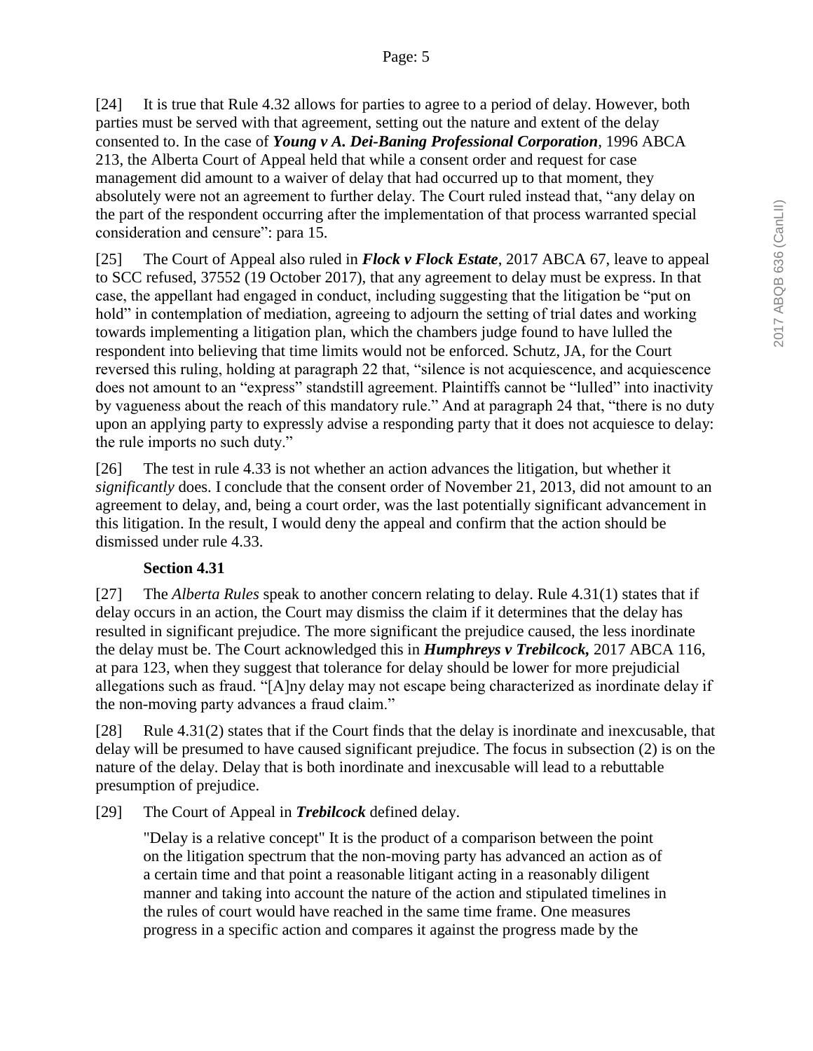[24] It is true that Rule 4.32 allows for parties to agree to a period of delay. However, both parties must be served with that agreement, setting out the nature and extent of the delay consented to. In the case of ***Young v A. Dei-Baning Professional Corporation***, 1996 ABCA 213, the Alberta Court of Appeal held that while a consent order and request for case management did amount to a waiver of delay that had occurred up to that moment, they absolutely were not an agreement to further delay. The Court ruled instead that, "any delay on the part of the respondent occurring after the implementation of that process warranted special consideration and censure": para 15.

[25] The Court of Appeal also ruled in ***Flock v Flock Estate***, 2017 ABCA 67, leave to appeal to SCC refused, 37552 (19 October 2017), that any agreement to delay must be express. In that case, the appellant had engaged in conduct, including suggesting that the litigation be "put on hold" in contemplation of mediation, agreeing to adjourn the setting of trial dates and working towards implementing a litigation plan, which the chambers judge found to have lulled the respondent into believing that time limits would not be enforced. Schutz, JA, for the Court reversed this ruling, holding at paragraph 22 that, "silence is not acquiescence, and acquiescence does not amount to an "express" standstill agreement. Plaintiffs cannot be "lulled" into inactivity by vagueness about the reach of this mandatory rule." And at paragraph 24 that, "there is no duty upon an applying party to expressly advise a responding party that it does not acquiesce to delay: the rule imports no such duty."

[26] The test in rule 4.33 is not whether an action advances the litigation, but whether it *significantly* does. I conclude that the consent order of November 21, 2013, did not amount to an agreement to delay, and, being a court order, was the last potentially significant advancement in this litigation. In the result, I would deny the appeal and confirm that the action should be dismissed under rule 4.33.

**Section 4.31**

[27] The *Alberta Rules* speak to another concern relating to delay. Rule 4.31(1) states that if delay occurs in an action, the Court may dismiss the claim if it determines that the delay has resulted in significant prejudice. The more significant the prejudice caused, the less inordinate the delay must be. The Court acknowledged this in ***Humphreys v Trebilcock,*** 2017 ABCA 116, at para 123, when they suggest that tolerance for delay should be lower for more prejudicial allegations such as fraud. "[A]ny delay may not escape being characterized as inordinate delay if the non-moving party advances a fraud claim."

[28] Rule 4.31(2) states that if the Court finds that the delay is inordinate and inexcusable, that delay will be presumed to have caused significant prejudice. The focus in subsection (2) is on the nature of the delay. Delay that is both inordinate and inexcusable will lead to a rebuttable presumption of prejudice.

[29] The Court of Appeal in ***Trebilcock*** defined delay.

> "Delay is a relative concept" It is the product of a comparison between the point on the litigation spectrum that the non-moving party has advanced an action as of a certain time and that point a reasonable litigant acting in a reasonably diligent manner and taking into account the nature of the action and stipulated timelines in the rules of court would have reached in the same time frame. One measures progress in a specific action and compares it against the progress made by the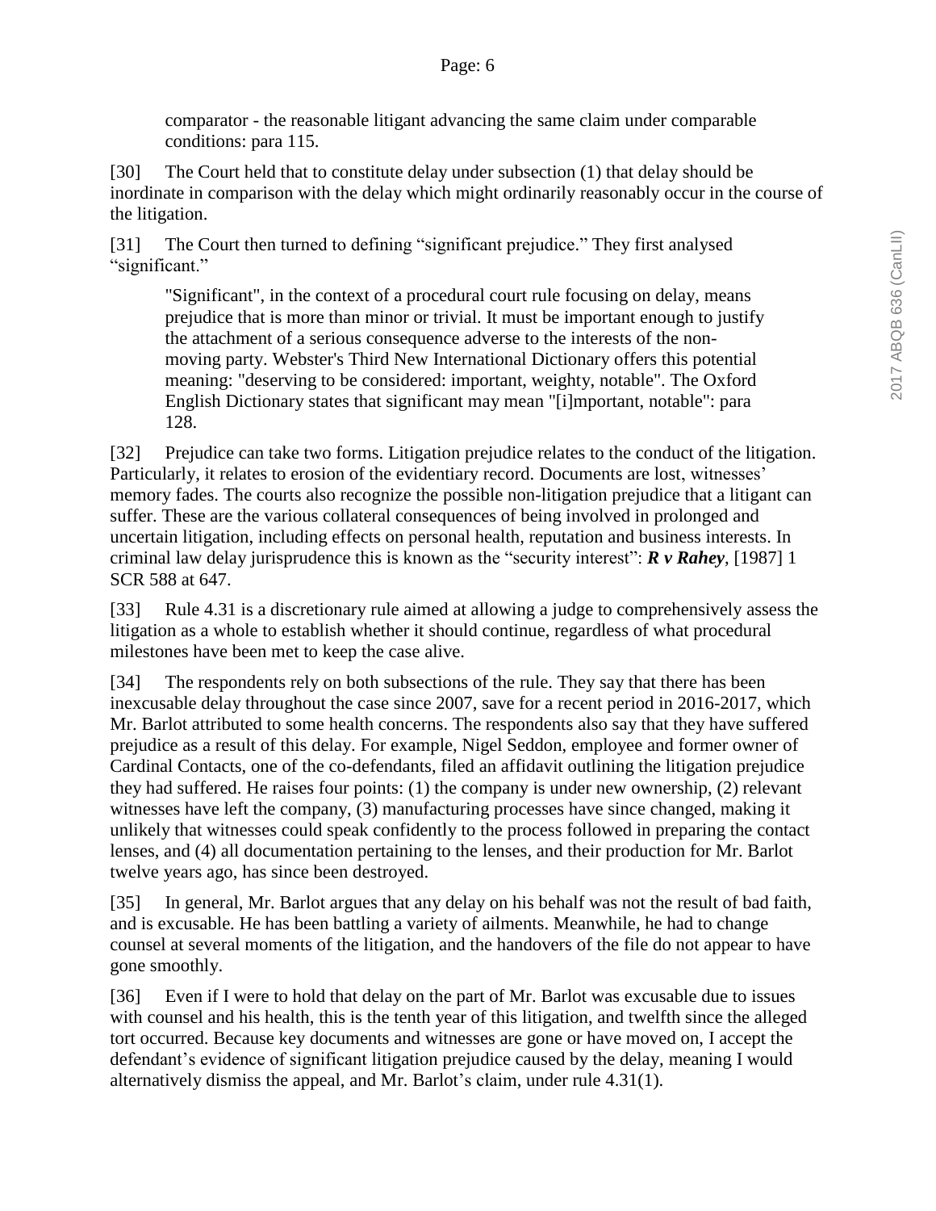comparator - the reasonable litigant advancing the same claim under comparable conditions: para 115.

[30] The Court held that to constitute delay under subsection (1) that delay should be inordinate in comparison with the delay which might ordinarily reasonably occur in the course of the litigation.

[31] The Court then turned to defining "significant prejudice." They first analysed "significant."

> "Significant", in the context of a procedural court rule focusing on delay, means prejudice that is more than minor or trivial. It must be important enough to justify the attachment of a serious consequence adverse to the interests of the non-moving party. Webster's Third New International Dictionary offers this potential meaning: "deserving to be considered: important, weighty, notable". The Oxford English Dictionary states that significant may mean "[i]mportant, notable": para 128.

[32] Prejudice can take two forms. Litigation prejudice relates to the conduct of the litigation. Particularly, it relates to erosion of the evidentiary record. Documents are lost, witnesses' memory fades. The courts also recognize the possible non-litigation prejudice that a litigant can suffer. These are the various collateral consequences of being involved in prolonged and uncertain litigation, including effects on personal health, reputation and business interests. In criminal law delay jurisprudence this is known as the "security interest": ***R v Rahey***, [1987] 1 SCR 588 at 647.

[33] Rule 4.31 is a discretionary rule aimed at allowing a judge to comprehensively assess the litigation as a whole to establish whether it should continue, regardless of what procedural milestones have been met to keep the case alive.

[34] The respondents rely on both subsections of the rule. They say that there has been inexcusable delay throughout the case since 2007, save for a recent period in 2016-2017, which Mr. Barlot attributed to some health concerns. The respondents also say that they have suffered prejudice as a result of this delay. For example, Nigel Seddon, employee and former owner of Cardinal Contacts, one of the co-defendants, filed an affidavit outlining the litigation prejudice they had suffered. He raises four points: (1) the company is under new ownership, (2) relevant witnesses have left the company, (3) manufacturing processes have since changed, making it unlikely that witnesses could speak confidently to the process followed in preparing the contact lenses, and (4) all documentation pertaining to the lenses, and their production for Mr. Barlot twelve years ago, has since been destroyed.

[35] In general, Mr. Barlot argues that any delay on his behalf was not the result of bad faith, and is excusable. He has been battling a variety of ailments. Meanwhile, he had to change counsel at several moments of the litigation, and the handovers of the file do not appear to have gone smoothly.

[36] Even if I were to hold that delay on the part of Mr. Barlot was excusable due to issues with counsel and his health, this is the tenth year of this litigation, and twelfth since the alleged tort occurred. Because key documents and witnesses are gone or have moved on, I accept the defendant's evidence of significant litigation prejudice caused by the delay, meaning I would alternatively dismiss the appeal, and Mr. Barlot's claim, under rule 4.31(1).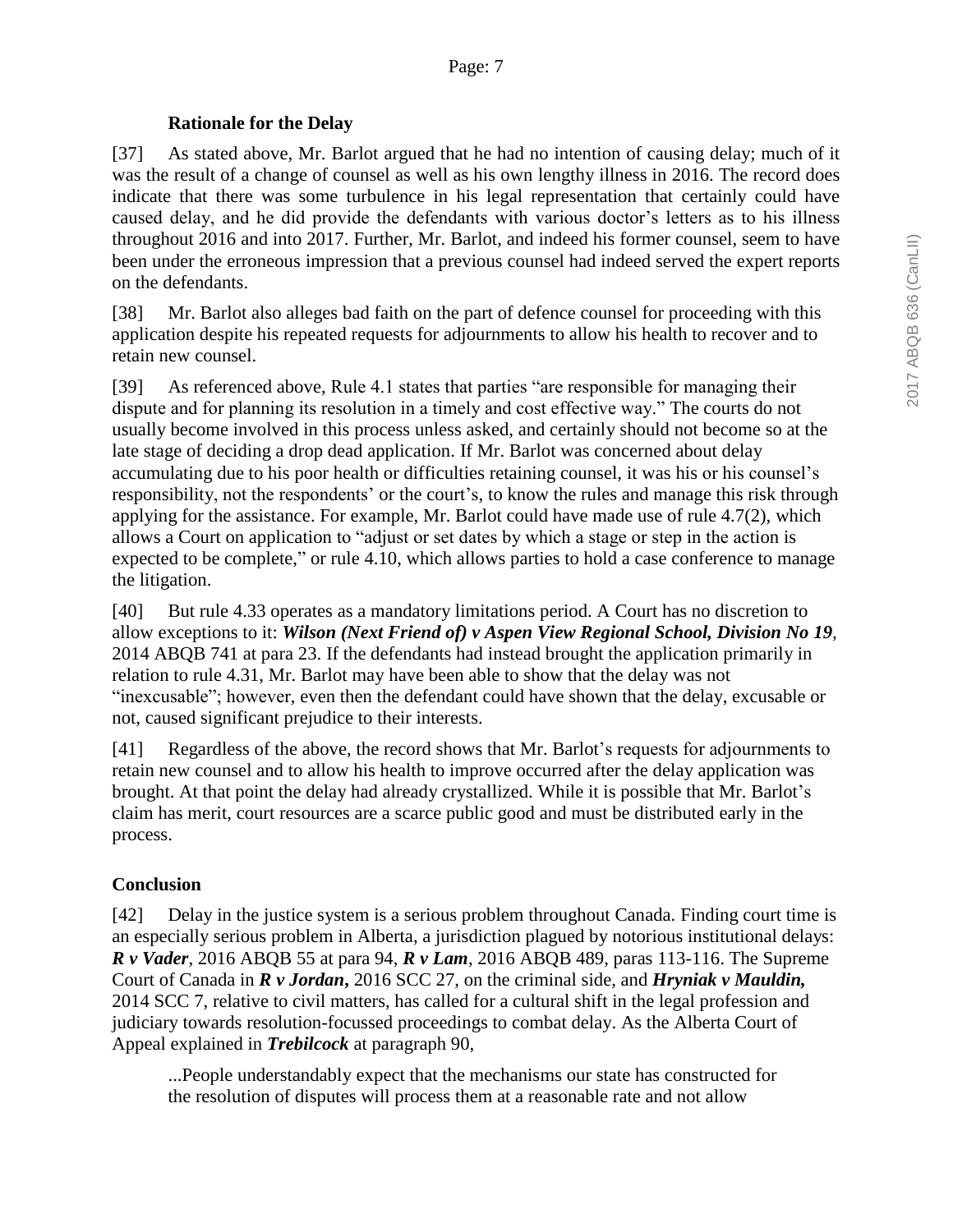### Rationale for the Delay

[37] As stated above, Mr. Barlot argued that he had no intention of causing delay; much of it was the result of a change of counsel as well as his own lengthy illness in 2016. The record does indicate that there was some turbulence in his legal representation that certainly could have caused delay, and he did provide the defendants with various doctor's letters as to his illness throughout 2016 and into 2017. Further, Mr. Barlot, and indeed his former counsel, seem to have been under the erroneous impression that a previous counsel had indeed served the expert reports on the defendants.

[38] Mr. Barlot also alleges bad faith on the part of defence counsel for proceeding with this application despite his repeated requests for adjournments to allow his health to recover and to retain new counsel.

[39] As referenced above, Rule 4.1 states that parties "are responsible for managing their dispute and for planning its resolution in a timely and cost effective way." The courts do not usually become involved in this process unless asked, and certainly should not become so at the late stage of deciding a drop dead application. If Mr. Barlot was concerned about delay accumulating due to his poor health or difficulties retaining counsel, it was his or his counsel's responsibility, not the respondents' or the court's, to know the rules and manage this risk through applying for the assistance. For example, Mr. Barlot could have made use of rule 4.7(2), which allows a Court on application to "adjust or set dates by which a stage or step in the action is expected to be complete," or rule 4.10, which allows parties to hold a case conference to manage the litigation.

[40] But rule 4.33 operates as a mandatory limitations period. A Court has no discretion to allow exceptions to it: ***Wilson (Next Friend of) v Aspen View Regional School, Division No 19***, 2014 ABQB 741 at para 23. If the defendants had instead brought the application primarily in relation to rule 4.31, Mr. Barlot may have been able to show that the delay was not "inexcusable"; however, even then the defendant could have shown that the delay, excusable or not, caused significant prejudice to their interests.

[41] Regardless of the above, the record shows that Mr. Barlot's requests for adjournments to retain new counsel and to allow his health to improve occurred after the delay application was brought. At that point the delay had already crystallized. While it is possible that Mr. Barlot's claim has merit, court resources are a scarce public good and must be distributed early in the process.

### Conclusion

[42] Delay in the justice system is a serious problem throughout Canada. Finding court time is an especially serious problem in Alberta, a jurisdiction plagued by notorious institutional delays: ***R v Vader***, 2016 ABQB 55 at para 94, ***R v Lam***, 2016 ABQB 489, paras 113-116. The Supreme Court of Canada in ***R v Jordan*,** 2016 SCC 27, on the criminal side, and ***Hryniak v Mauldin,*** 2014 SCC 7, relative to civil matters, has called for a cultural shift in the legal profession and judiciary towards resolution-focussed proceedings to combat delay. As the Alberta Court of Appeal explained in ***Trebilcock*** at paragraph 90,

> ...People understandably expect that the mechanisms our state has constructed for the resolution of disputes will process them at a reasonable rate and not allow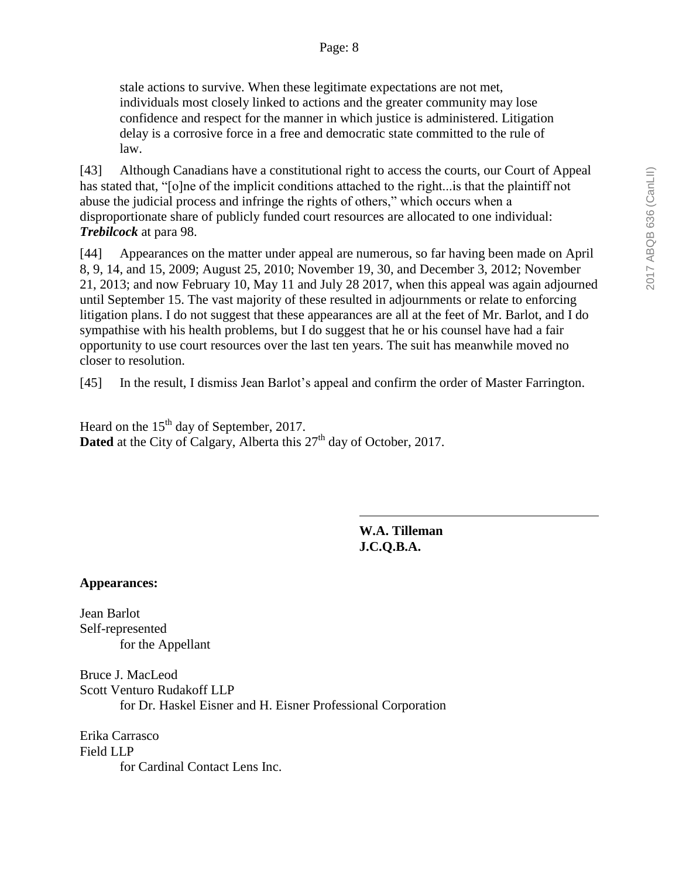> stale actions to survive. When these legitimate expectations are not met, individuals most closely linked to actions and the greater community may lose confidence and respect for the manner in which justice is administered. Litigation delay is a corrosive force in a free and democratic state committed to the rule of law.

[43] Although Canadians have a constitutional right to access the courts, our Court of Appeal has stated that, "[o]ne of the implicit conditions attached to the right...is that the plaintiff not abuse the judicial process and infringe the rights of others," which occurs when a disproportionate share of publicly funded court resources are allocated to one individual: ***Trebilcock*** at para 98.

[44] Appearances on the matter under appeal are numerous, so far having been made on April 8, 9, 14, and 15, 2009; August 25, 2010; November 19, 30, and December 3, 2012; November 21, 2013; and now February 10, May 11 and July 28 2017, when this appeal was again adjourned until September 15. The vast majority of these resulted in adjournments or relate to enforcing litigation plans. I do not suggest that these appearances are all at the feet of Mr. Barlot, and I do sympathise with his health problems, but I do suggest that he or his counsel have had a fair opportunity to use court resources over the last ten years. The suit has meanwhile moved no closer to resolution.

[45] In the result, I dismiss Jean Barlot's appeal and confirm the order of Master Farrington.

Heard on the 15th day of September, 2017.
**Dated** at the City of Calgary, Alberta this 27th day of October, 2017.

**W.A. Tilleman**
**J.C.Q.B.A.**

**Appearances:**

Jean Barlot
Self-represented
for the Appellant

Bruce J. MacLeod
Scott Venturo Rudakoff LLP
for Dr. Haskel Eisner and H. Eisner Professional Corporation

Erika Carrasco
Field LLP
for Cardinal Contact Lens Inc.